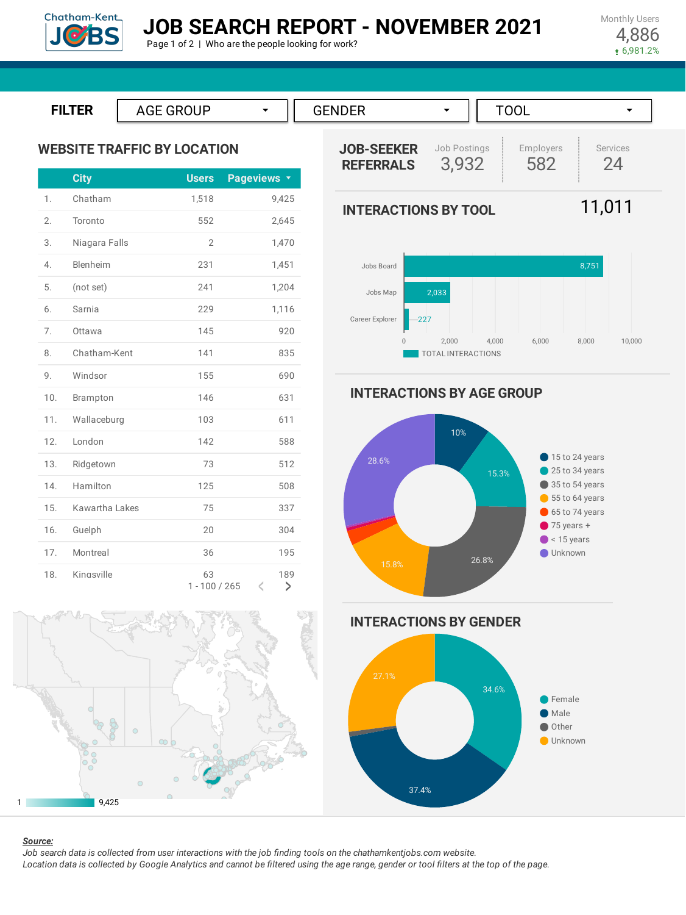Chatham-Kent JOBS

# JOB SEARCH REPORT - NOVEMBER 2021

Page 1 of 2 | Who are the people looking for work?

Monthly Users
4,886
↑ 6,981.2%

**FILTER** AGE GROUP | GENDER | TOOL

## WEBSITE TRAFFIC BY LOCATION

| | City | Users | Pageviews ▾ |
|---|---|---|---|
| 1. | Chatham | 1,518 | 9,425 |
| 2. | Toronto | 552 | 2,645 |
| 3. | Niagara Falls | 2 | 1,470 |
| 4. | Blenheim | 231 | 1,451 |
| 5. | (not set) | 241 | 1,204 |
| 6. | Sarnia | 229 | 1,116 |
| 7. | Ottawa | 145 | 920 |
| 8. | Chatham-Kent | 141 | 835 |
| 9. | Windsor | 155 | 690 |
| 10. | Brampton | 146 | 631 |
| 11. | Wallaceburg | 103 | 611 |
| 12. | London | 142 | 588 |
| 13. | Ridgetown | 73 | 512 |
| 14. | Hamilton | 125 | 508 |
| 15. | Kawartha Lakes | 75 | 337 |
| 16. | Guelph | 20 | 304 |
| 17. | Montreal | 36 | 195 |
| 18. | Kingsville | 63 | 189 |

1 - 100 / 265

1 — 9,425

## JOB-SEEKER REFERRALS

| Job Postings | Employers | Services |
|---|---|---|
| 3,932 | 582 | 24 |

## INTERACTIONS BY TOOL

11,011

| Tool | Total Interactions |
|---|---|
| Jobs Board | 8,751 |
| Jobs Map | 2,033 |
| Career Explorer | 227 |

## INTERACTIONS BY AGE GROUP

| Age Group | Share |
|---|---|
| 15 to 24 years | 10% |
| 25 to 34 years | 15.3% |
| 35 to 54 years | 26.8% |
| 55 to 64 years | 15.8% |
| 65 to 74 years | |
| 75 years + | |
| < 15 years | |
| Unknown | 28.6% |

## INTERACTIONS BY GENDER

| Gender | Share |
|---|---|
| Female | 34.6% |
| Male | 37.4% |
| Other | |
| Unknown | 27.1% |

***Source:***

*Job search data is collected from user interactions with the job finding tools on the chathamkentjobs.com website.*
*Location data is collected by Google Analytics and cannot be filtered using the age range, gender or tool filters at the top of the page.*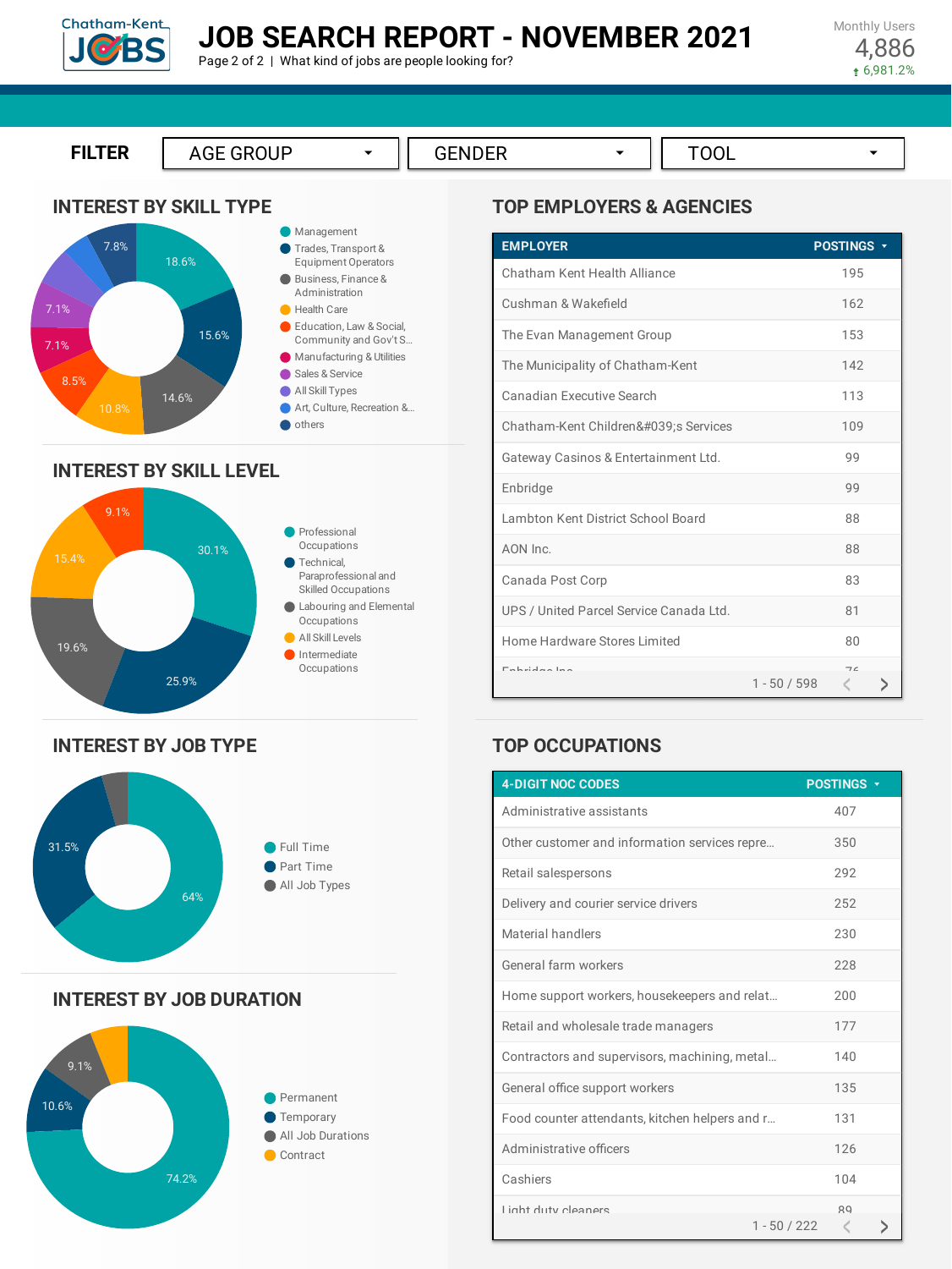Chatham-Kent JOBS

# JOB SEARCH REPORT - NOVEMBER 2021

Page 2 of 2 | What kind of jobs are people looking for?

Monthly Users
4,886
↑ 6,981.2%

**FILTER** AGE GROUP GENDER TOOL

## INTEREST BY SKILL TYPE

18.6%
15.6%
14.6%
10.8%
8.5%
7.1%
7.1%
7.8%

- Management
- Trades, Transport & Equipment Operators
- Business, Finance & Administration
- Health Care
- Education, Law & Social, Community and Gov't S...
- Manufacturing & Utilities
- Sales & Service
- All Skill Types
- Art, Culture, Recreation &...
- others

## INTEREST BY SKILL LEVEL

30.1%
25.9%
19.6%
15.4%
9.1%

- Professional Occupations
- Technical, Paraprofessional and Skilled Occupations
- Labouring and Elemental Occupations
- All Skill Levels
- Intermediate Occupations

## INTEREST BY JOB TYPE

64%
31.5%

- Full Time
- Part Time
- All Job Types

## INTEREST BY JOB DURATION

74.2%
10.6%
9.1%

- Permanent
- Temporary
- All Job Durations
- Contract

## TOP EMPLOYERS & AGENCIES

| EMPLOYER | POSTINGS ▾ |
|---|---|
| Chatham Kent Health Alliance | 195 |
| Cushman & Wakefield | 162 |
| The Evan Management Group | 153 |
| The Municipality of Chatham-Kent | 142 |
| Canadian Executive Search | 113 |
| Chatham-Kent Children&#039;s Services | 109 |
| Gateway Casinos & Entertainment Ltd. | 99 |
| Enbridge | 99 |
| Lambton Kent District School Board | 88 |
| AON Inc. | 88 |
| Canada Post Corp | 83 |
| UPS / United Parcel Service Canada Ltd. | 81 |
| Home Hardware Stores Limited | 80 |
| Enbridge Inc | 76 |

1 - 50 / 598

## TOP OCCUPATIONS

| 4-DIGIT NOC CODES | POSTINGS ▾ |
|---|---|
| Administrative assistants | 407 |
| Other customer and information services repre... | 350 |
| Retail salespersons | 292 |
| Delivery and courier service drivers | 252 |
| Material handlers | 230 |
| General farm workers | 228 |
| Home support workers, housekeepers and relat... | 200 |
| Retail and wholesale trade managers | 177 |
| Contractors and supervisors, machining, metal... | 140 |
| General office support workers | 135 |
| Food counter attendants, kitchen helpers and r... | 131 |
| Administrative officers | 126 |
| Cashiers | 104 |
| Light duty cleaners | 89 |

1 - 50 / 222